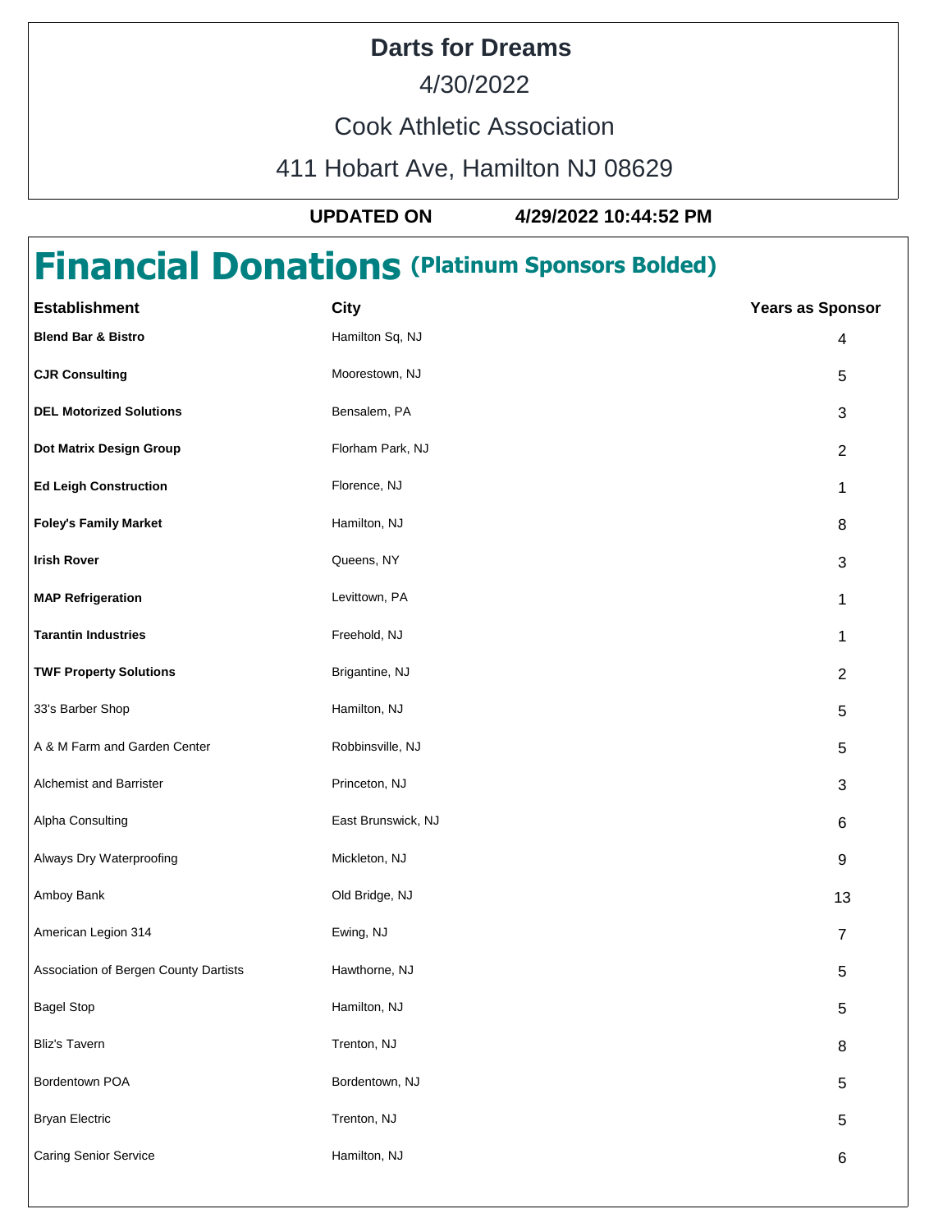# Darts for Dreams

4/30/2022

Cook Athletic Association

411 Hobart Ave, Hamilton NJ 08629

**UPDATED ON** **4/29/2022 10:44:52 PM**

## Financial Donations (Platinum Sponsors Bolded)

| Establishment | City | Years as Sponsor |
|---|---|---|
| **Blend Bar & Bistro** | Hamilton Sq, NJ | 4 |
| **CJR Consulting** | Moorestown, NJ | 5 |
| **DEL Motorized Solutions** | Bensalem, PA | 3 |
| **Dot Matrix Design Group** | Florham Park, NJ | 2 |
| **Ed Leigh Construction** | Florence, NJ | 1 |
| **Foley's Family Market** | Hamilton, NJ | 8 |
| **Irish Rover** | Queens, NY | 3 |
| **MAP Refrigeration** | Levittown, PA | 1 |
| **Tarantin Industries** | Freehold, NJ | 1 |
| **TWF Property Solutions** | Brigantine, NJ | 2 |
| 33's Barber Shop | Hamilton, NJ | 5 |
| A & M Farm and Garden Center | Robbinsville, NJ | 5 |
| Alchemist and Barrister | Princeton, NJ | 3 |
| Alpha Consulting | East Brunswick, NJ | 6 |
| Always Dry Waterproofing | Mickleton, NJ | 9 |
| Amboy Bank | Old Bridge, NJ | 13 |
| American Legion 314 | Ewing, NJ | 7 |
| Association of Bergen County Dartists | Hawthorne, NJ | 5 |
| Bagel Stop | Hamilton, NJ | 5 |
| Bliz's Tavern | Trenton, NJ | 8 |
| Bordentown POA | Bordentown, NJ | 5 |
| Bryan Electric | Trenton, NJ | 5 |
| Caring Senior Service | Hamilton, NJ | 6 |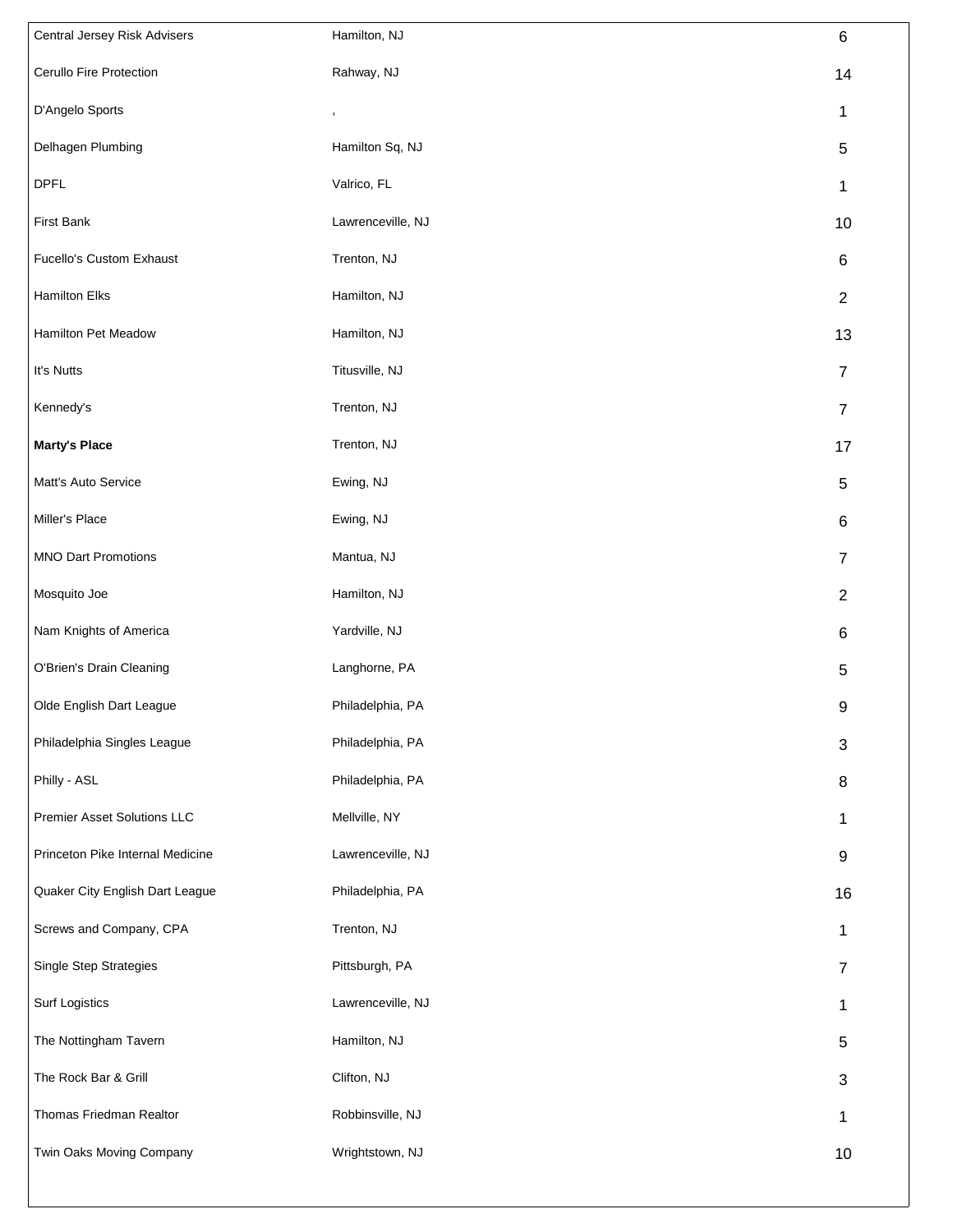| | | |
|---|---|---|
| Central Jersey Risk Advisers | Hamilton, NJ | 6 |
| Cerullo Fire Protection | Rahway, NJ | 14 |
| D'Angelo Sports | , | 1 |
| Delhagen Plumbing | Hamilton Sq, NJ | 5 |
| DPFL | Valrico, FL | 1 |
| First Bank | Lawrenceville, NJ | 10 |
| Fucello's Custom Exhaust | Trenton, NJ | 6 |
| Hamilton Elks | Hamilton, NJ | 2 |
| Hamilton Pet Meadow | Hamilton, NJ | 13 |
| It's Nutts | Titusville, NJ | 7 |
| Kennedy's | Trenton, NJ | 7 |
| **Marty's Place** | Trenton, NJ | 17 |
| Matt's Auto Service | Ewing, NJ | 5 |
| Miller's Place | Ewing, NJ | 6 |
| MNO Dart Promotions | Mantua, NJ | 7 |
| Mosquito Joe | Hamilton, NJ | 2 |
| Nam Knights of America | Yardville, NJ | 6 |
| O'Brien's Drain Cleaning | Langhorne, PA | 5 |
| Olde English Dart League | Philadelphia, PA | 9 |
| Philadelphia Singles League | Philadelphia, PA | 3 |
| Philly - ASL | Philadelphia, PA | 8 |
| Premier Asset Solutions LLC | Mellville, NY | 1 |
| Princeton Pike Internal Medicine | Lawrenceville, NJ | 9 |
| Quaker City English Dart League | Philadelphia, PA | 16 |
| Screws and Company, CPA | Trenton, NJ | 1 |
| Single Step Strategies | Pittsburgh, PA | 7 |
| Surf Logistics | Lawrenceville, NJ | 1 |
| The Nottingham Tavern | Hamilton, NJ | 5 |
| The Rock Bar & Grill | Clifton, NJ | 3 |
| Thomas Friedman Realtor | Robbinsville, NJ | 1 |
| Twin Oaks Moving Company | Wrightstown, NJ | 10 |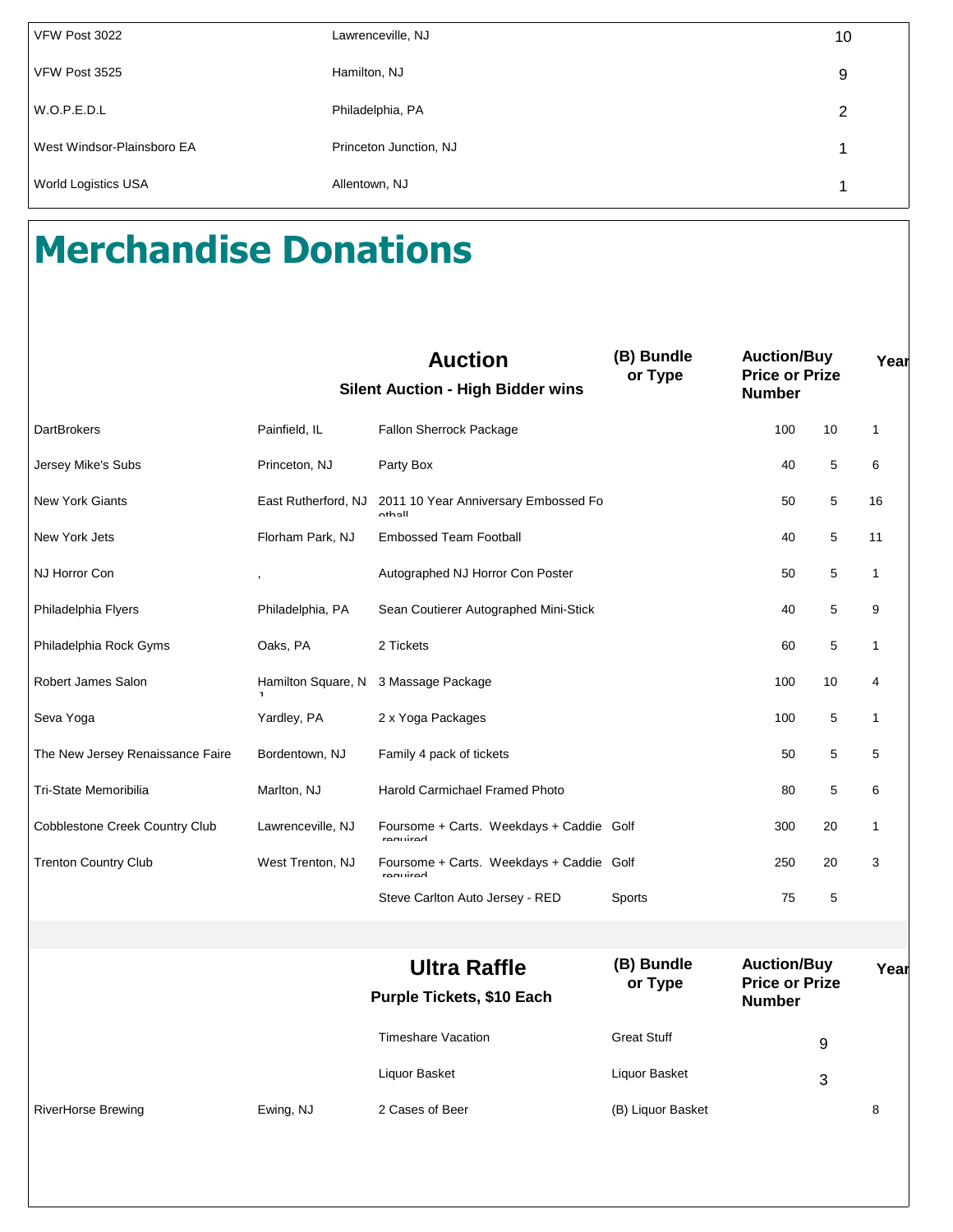| | | |
|---|---|---|
| VFW Post 3022 | Lawrenceville, NJ | 10 |
| VFW Post 3525 | Hamilton, NJ | 9 |
| W.O.P.E.D.L | Philadelphia, PA | 2 |
| West Windsor-Plainsboro EA | Princeton Junction, NJ | 1 |
| World Logistics USA | Allentown, NJ | 1 |

# Merchandise Donations

| | | **Auction**<br>**Silent Auction - High Bidder wins** | **(B) Bundle or Type** | **Auction/Buy Price or Prize Number** | | **Year** |
|---|---|---|---|---|---|---|
| DartBrokers | Painfield, IL | Fallon Sherrock Package | | 100 | 10 | 1 |
| Jersey Mike's Subs | Princeton, NJ | Party Box | | 40 | 5 | 6 |
| New York Giants | East Rutherford, NJ | 2011 10 Year Anniversary Embossed Football | | 50 | 5 | 16 |
| New York Jets | Florham Park, NJ | Embossed Team Football | | 40 | 5 | 11 |
| NJ Horror Con | , | Autographed NJ Horror Con Poster | | 50 | 5 | 1 |
| Philadelphia Flyers | Philadelphia, PA | Sean Coutierer Autographed Mini-Stick | | 40 | 5 | 9 |
| Philadelphia Rock Gyms | Oaks, PA | 2 Tickets | | 60 | 5 | 1 |
| Robert James Salon | Hamilton Square, NJ | 3 Massage Package | | 100 | 10 | 4 |
| Seva Yoga | Yardley, PA | 2 x Yoga Packages | | 100 | 5 | 1 |
| The New Jersey Renaissance Faire | Bordentown, NJ | Family 4 pack of tickets | | 50 | 5 | 5 |
| Tri-State Memoribilia | Marlton, NJ | Harold Carmichael Framed Photo | | 80 | 5 | 6 |
| Cobblestone Creek Country Club | Lawrenceville, NJ | Foursome + Carts. Weekdays + Caddie required | Golf | 300 | 20 | 1 |
| Trenton Country Club | West Trenton, NJ | Foursome + Carts. Weekdays + Caddie required | Golf | 250 | 20 | 3 |
| | | Steve Carlton Auto Jersey - RED | Sports | 75 | 5 | |

| | | **Ultra Raffle**<br>**Purple Tickets, $10 Each** | **(B) Bundle or Type** | **Auction/Buy Price or Prize Number** | **Year** |
|---|---|---|---|---|---|
| | | Timeshare Vacation | Great Stuff | 9 | |
| | | Liquor Basket | Liquor Basket | 3 | |
| RiverHorse Brewing | Ewing, NJ | 2 Cases of Beer | (B) Liquor Basket | | 8 |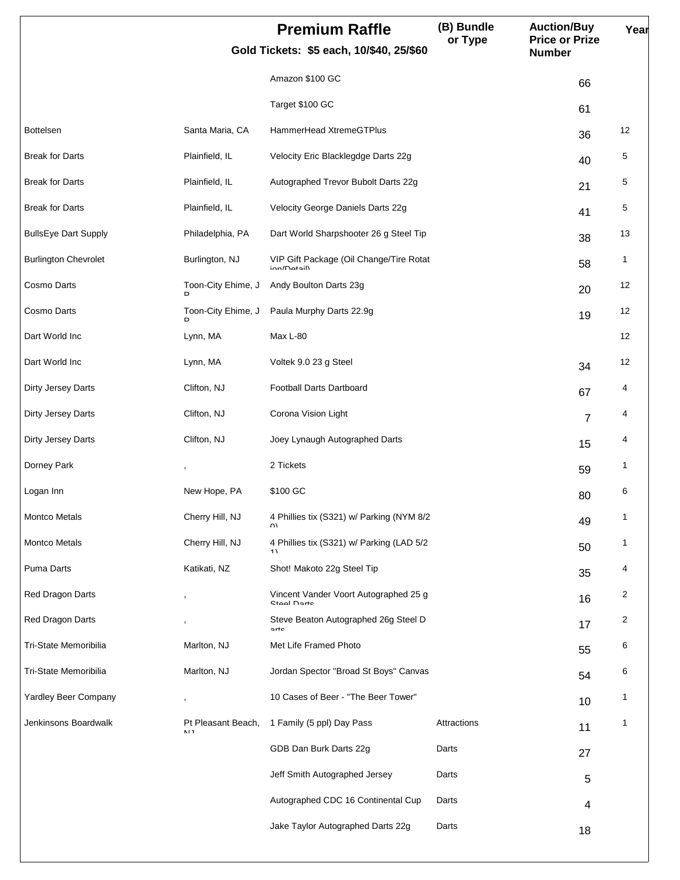| | | Premium Raffle<br>Gold Tickets: $5 each, 10/$40, 25/$60 | (B) Bundle or Type | Auction/Buy Price or Prize Number | Year |
|---|---|---|---|---|---|
| | | Amazon $100 GC | | 66 | |
| | | Target $100 GC | | 61 | |
| Bottelsen | Santa Maria, CA | HammerHead XtremeGTPlus | | 36 | 12 |
| Break for Darts | Plainfield, IL | Velocity Eric Blacklegdge Darts 22g | | 40 | 5 |
| Break for Darts | Plainfield, IL | Autographed Trevor Bubolt Darts 22g | | 21 | 5 |
| Break for Darts | Plainfield, IL | Velocity George Daniels Darts 22g | | 41 | 5 |
| BullsEye Dart Supply | Philadelphia, PA | Dart World Sharpshooter 26 g Steel Tip | | 38 | 13 |
| Burlington Chevrolet | Burlington, NJ | VIP Gift Package (Oil Change/Tire Rotation/Detail) | | 58 | 1 |
| Cosmo Darts | Toon-City Ehime, JP | Andy Boulton Darts 23g | | 20 | 12 |
| Cosmo Darts | Toon-City Ehime, JP | Paula Murphy Darts 22.9g | | 19 | 12 |
| Dart World Inc | Lynn, MA | Max L-80 | | | 12 |
| Dart World Inc | Lynn, MA | Voltek 9.0 23 g Steel | | 34 | 12 |
| Dirty Jersey Darts | Clifton, NJ | Football Darts Dartboard | | 67 | 4 |
| Dirty Jersey Darts | Clifton, NJ | Corona Vision Light | | 7 | 4 |
| Dirty Jersey Darts | Clifton, NJ | Joey Lynaugh Autographed Darts | | 15 | 4 |
| Dorney Park | , | 2 Tickets | | 59 | 1 |
| Logan Inn | New Hope, PA | $100 GC | | 80 | 6 |
| Montco Metals | Cherry Hill, NJ | 4 Phillies tix (S321) w/ Parking (NYM 8/20) | | 49 | 1 |
| Montco Metals | Cherry Hill, NJ | 4 Phillies tix (S321) w/ Parking (LAD 5/21) | | 50 | 1 |
| Puma Darts | Katikati, NZ | Shot! Makoto 22g Steel Tip | | 35 | 4 |
| Red Dragon Darts | , | Vincent Vander Voort Autographed 25 g Steel Darts | | 16 | 2 |
| Red Dragon Darts | , | Steve Beaton Autographed 26g Steel Darts | | 17 | 2 |
| Tri-State Memoribilia | Marlton, NJ | Met Life Framed Photo | | 55 | 6 |
| Tri-State Memoribilia | Marlton, NJ | Jordan Spector "Broad St Boys" Canvas | | 54 | 6 |
| Yardley Beer Company | , | 10 Cases of Beer - "The Beer Tower" | | 10 | 1 |
| Jenkinsons Boardwalk | Pt Pleasant Beach, NJ | 1 Family (5 ppl) Day Pass | Attractions | 11 | 1 |
| | | GDB Dan Burk Darts 22g | Darts | 27 | |
| | | Jeff Smith Autographed Jersey | Darts | 5 | |
| | | Autographed CDC 16 Continental Cup | Darts | 4 | |
| | | Jake Taylor Autographed Darts 22g | Darts | 18 | |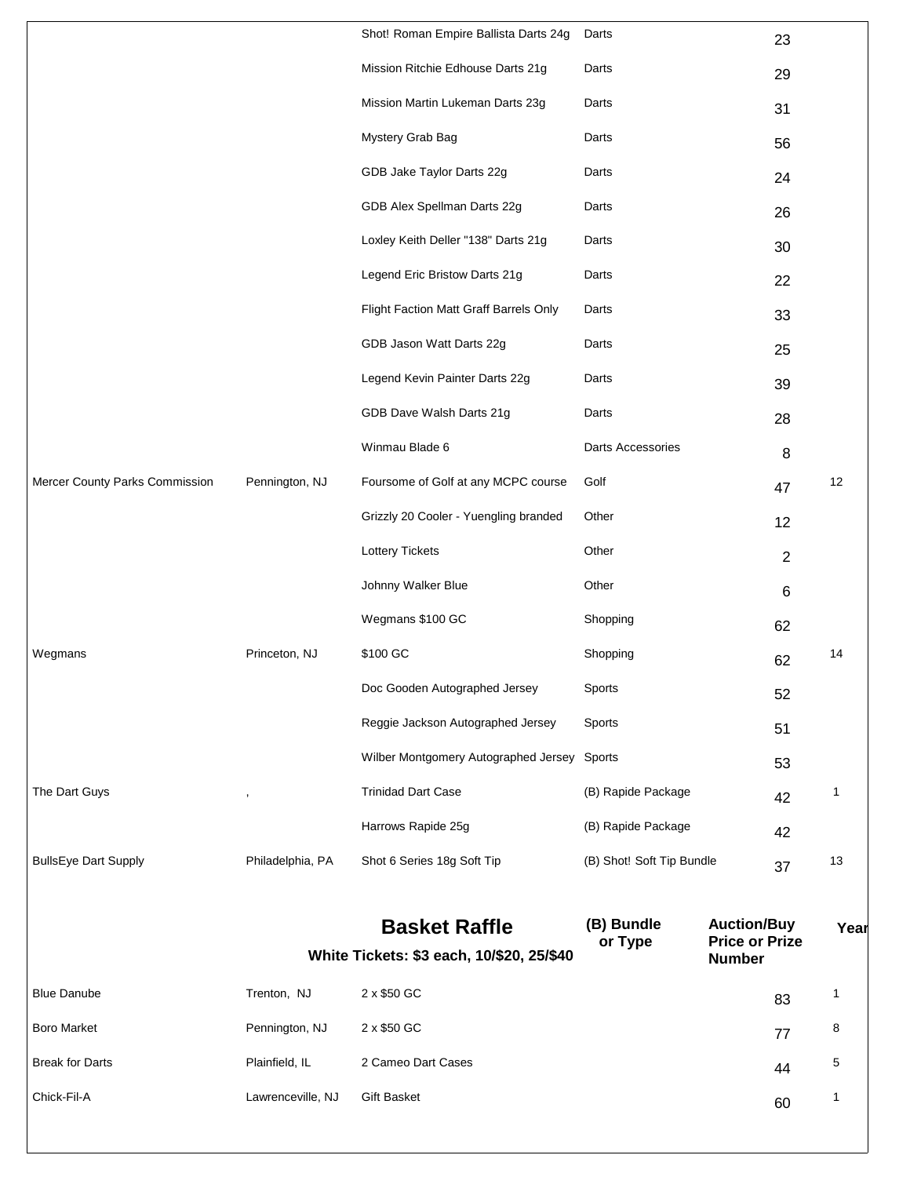| | | | | | |
|---|---|---|---|---|---|
| | | Shot! Roman Empire Ballista Darts 24g | Darts | 23 | |
| | | Mission Ritchie Edhouse Darts 21g | Darts | 29 | |
| | | Mission Martin Lukeman Darts 23g | Darts | 31 | |
| | | Mystery Grab Bag | Darts | 56 | |
| | | GDB Jake Taylor Darts 22g | Darts | 24 | |
| | | GDB Alex Spellman Darts 22g | Darts | 26 | |
| | | Loxley Keith Deller "138" Darts 21g | Darts | 30 | |
| | | Legend Eric Bristow Darts 21g | Darts | 22 | |
| | | Flight Faction Matt Graff Barrels Only | Darts | 33 | |
| | | GDB Jason Watt Darts 22g | Darts | 25 | |
| | | Legend Kevin Painter Darts 22g | Darts | 39 | |
| | | GDB Dave Walsh Darts 21g | Darts | 28 | |
| | | Winmau Blade 6 | Darts Accessories | 8 | |
| Mercer County Parks Commission | Pennington, NJ | Foursome of Golf at any MCPC course | Golf | 47 | 12 |
| | | Grizzly 20 Cooler - Yuengling branded | Other | 12 | |
| | | Lottery Tickets | Other | 2 | |
| | | Johnny Walker Blue | Other | 6 | |
| | | Wegmans $100 GC | Shopping | 62 | |
| Wegmans | Princeton, NJ | $100 GC | Shopping | 62 | 14 |
| | | Doc Gooden Autographed Jersey | Sports | 52 | |
| | | Reggie Jackson Autographed Jersey | Sports | 51 | |
| | | Wilber Montgomery Autographed Jersey | Sports | 53 | |
| The Dart Guys | , | Trinidad Dart Case | (B) Rapide Package | 42 | 1 |
| | | Harrows Rapide 25g | (B) Rapide Package | 42 | |
| BullsEye Dart Supply | Philadelphia, PA | Shot 6 Series 18g Soft Tip | (B) Shot! Soft Tip Bundle | 37 | 13 |

| | | **Basket Raffle**<br>**White Tickets: $3 each, 10/$20, 25/$40** | **(B) Bundle or Type** | **Auction/Buy Price or Prize Number** | **Year** |
|---|---|---|---|---|---|
| Blue Danube | Trenton, NJ | 2 x $50 GC | | 83 | 1 |
| Boro Market | Pennington, NJ | 2 x $50 GC | | 77 | 8 |
| Break for Darts | Plainfield, IL | 2 Cameo Dart Cases | | 44 | 5 |
| Chick-Fil-A | Lawrenceville, NJ | Gift Basket | | 60 | 1 |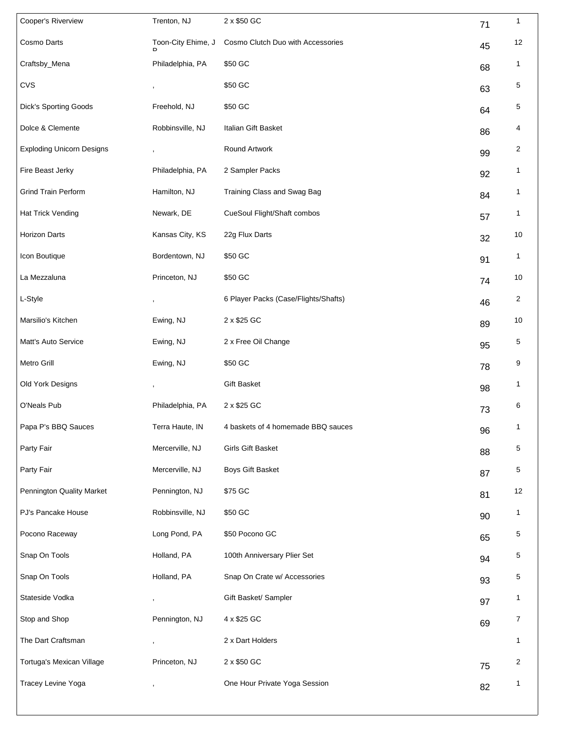| | | | | |
|---|---|---|---|---|
| Cooper's Riverview | Trenton, NJ | 2 x $50 GC | 71 | 1 |
| Cosmo Darts | Toon-City Ehime, J P | Cosmo Clutch Duo with Accessories | 45 | 12 |
| Craftsby_Mena | Philadelphia, PA | $50 GC | 68 | 1 |
| CVS | , | $50 GC | 63 | 5 |
| Dick's Sporting Goods | Freehold, NJ | $50 GC | 64 | 5 |
| Dolce & Clemente | Robbinsville, NJ | Italian Gift Basket | 86 | 4 |
| Exploding Unicorn Designs | , | Round Artwork | 99 | 2 |
| Fire Beast Jerky | Philadelphia, PA | 2 Sampler Packs | 92 | 1 |
| Grind Train Perform | Hamilton, NJ | Training Class and Swag Bag | 84 | 1 |
| Hat Trick Vending | Newark, DE | CueSoul Flight/Shaft combos | 57 | 1 |
| Horizon Darts | Kansas City, KS | 22g Flux Darts | 32 | 10 |
| Icon Boutique | Bordentown, NJ | $50 GC | 91 | 1 |
| La Mezzaluna | Princeton, NJ | $50 GC | 74 | 10 |
| L-Style | , | 6 Player Packs (Case/Flights/Shafts) | 46 | 2 |
| Marsilio's Kitchen | Ewing, NJ | 2 x $25 GC | 89 | 10 |
| Matt's Auto Service | Ewing, NJ | 2 x Free Oil Change | 95 | 5 |
| Metro Grill | Ewing, NJ | $50 GC | 78 | 9 |
| Old York Designs | , | Gift Basket | 98 | 1 |
| O'Neals Pub | Philadelphia, PA | 2 x $25 GC | 73 | 6 |
| Papa P's BBQ Sauces | Terra Haute, IN | 4 baskets of 4 homemade BBQ sauces | 96 | 1 |
| Party Fair | Mercerville, NJ | Girls Gift Basket | 88 | 5 |
| Party Fair | Mercerville, NJ | Boys Gift Basket | 87 | 5 |
| Pennington Quality Market | Pennington, NJ | $75 GC | 81 | 12 |
| PJ's Pancake House | Robbinsville, NJ | $50 GC | 90 | 1 |
| Pocono Raceway | Long Pond, PA | $50 Pocono GC | 65 | 5 |
| Snap On Tools | Holland, PA | 100th Anniversary Plier Set | 94 | 5 |
| Snap On Tools | Holland, PA | Snap On Crate w/ Accessories | 93 | 5 |
| Stateside Vodka | , | Gift Basket/ Sampler | 97 | 1 |
| Stop and Shop | Pennington, NJ | 4 x $25 GC | 69 | 7 |
| The Dart Craftsman | , | 2 x Dart Holders | | 1 |
| Tortuga's Mexican Village | Princeton, NJ | 2 x $50 GC | 75 | 2 |
| Tracey Levine Yoga | , | One Hour Private Yoga Session | 82 | 1 |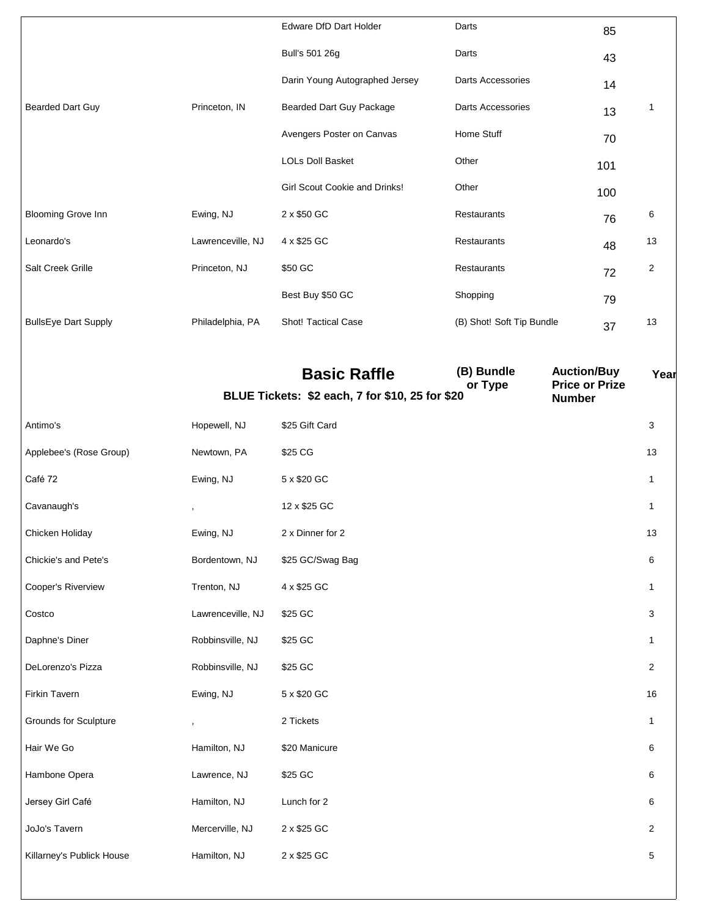| | | | | | |
|---|---|---|---|---|---|
| | | Edware DfD Dart Holder | Darts | 85 | |
| | | Bull's 501 26g | Darts | 43 | |
| | | Darin Young Autographed Jersey | Darts Accessories | 14 | |
| Bearded Dart Guy | Princeton, IN | Bearded Dart Guy Package | Darts Accessories | 13 | 1 |
| | | Avengers Poster on Canvas | Home Stuff | 70 | |
| | | LOLs Doll Basket | Other | 101 | |
| | | Girl Scout Cookie and Drinks! | Other | 100 | |
| Blooming Grove Inn | Ewing, NJ | 2 x $50 GC | Restaurants | 76 | 6 |
| Leonardo's | Lawrenceville, NJ | 4 x $25 GC | Restaurants | 48 | 13 |
| Salt Creek Grille | Princeton, NJ | $50 GC | Restaurants | 72 | 2 |
| | | Best Buy $50 GC | Shopping | 79 | |
| BullsEye Dart Supply | Philadelphia, PA | Shot! Tactical Case | (B) Shot! Soft Tip Bundle | 37 | 13 |

| | | **Basic Raffle**<br>**BLUE Tickets: $2 each, 7 for $10, 25 for $20** | **(B) Bundle or Type** | **Auction/Buy Price or Prize Number** | **Year** |
|---|---|---|---|---|---|
| Antimo's | Hopewell, NJ | $25 Gift Card | | | 3 |
| Applebee's (Rose Group) | Newtown, PA | $25 CG | | | 13 |
| Café 72 | Ewing, NJ | 5 x $20 GC | | | 1 |
| Cavanaugh's | , | 12 x $25 GC | | | 1 |
| Chicken Holiday | Ewing, NJ | 2 x Dinner for 2 | | | 13 |
| Chickie's and Pete's | Bordentown, NJ | $25 GC/Swag Bag | | | 6 |
| Cooper's Riverview | Trenton, NJ | 4 x $25 GC | | | 1 |
| Costco | Lawrenceville, NJ | $25 GC | | | 3 |
| Daphne's Diner | Robbinsville, NJ | $25 GC | | | 1 |
| DeLorenzo's Pizza | Robbinsville, NJ | $25 GC | | | 2 |
| Firkin Tavern | Ewing, NJ | 5 x $20 GC | | | 16 |
| Grounds for Sculpture | , | 2 Tickets | | | 1 |
| Hair We Go | Hamilton, NJ | $20 Manicure | | | 6 |
| Hambone Opera | Lawrence, NJ | $25 GC | | | 6 |
| Jersey Girl Café | Hamilton, NJ | Lunch for 2 | | | 6 |
| JoJo's Tavern | Mercerville, NJ | 2 x $25 GC | | | 2 |
| Killarney's Publick House | Hamilton, NJ | 2 x $25 GC | | | 5 |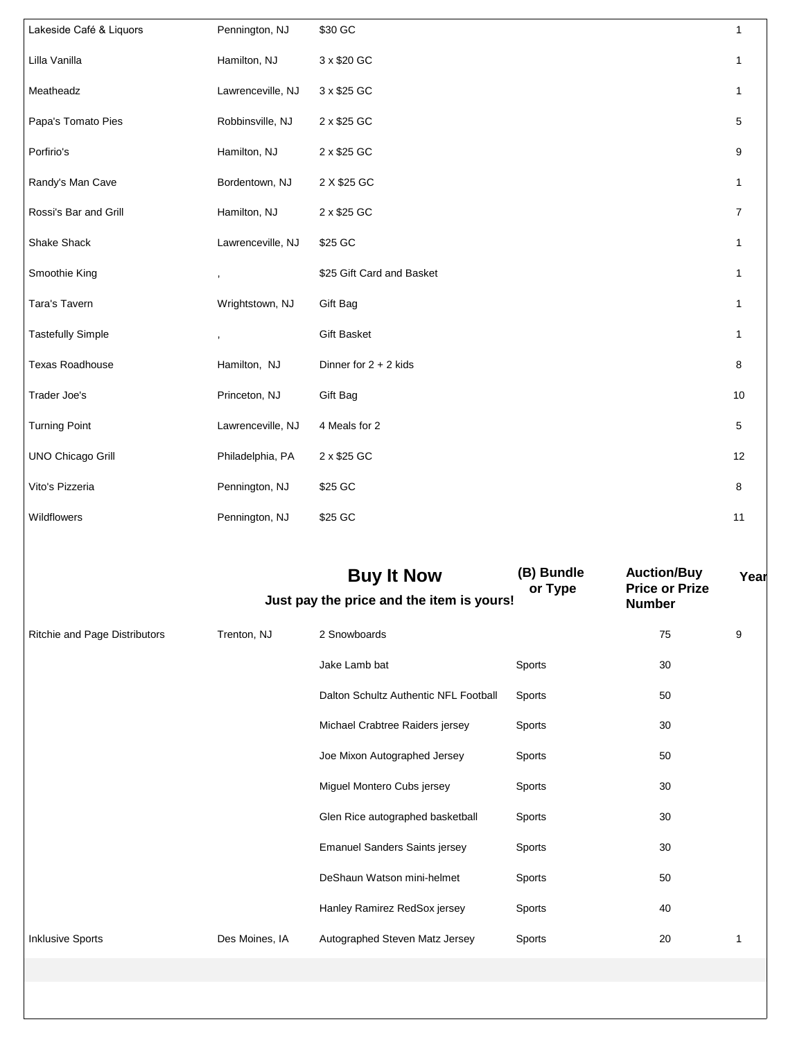| | | | | | |
|---|---|---|---|---|---|
| Lakeside Café & Liquors | Pennington, NJ | $30 GC | | | 1 |
| Lilla Vanilla | Hamilton, NJ | 3 x $20 GC | | | 1 |
| Meatheadz | Lawrenceville, NJ | 3 x $25 GC | | | 1 |
| Papa's Tomato Pies | Robbinsville, NJ | 2 x $25 GC | | | 5 |
| Porfirio's | Hamilton, NJ | 2 x $25 GC | | | 9 |
| Randy's Man Cave | Bordentown, NJ | 2 X $25 GC | | | 1 |
| Rossi's Bar and Grill | Hamilton, NJ | 2 x $25 GC | | | 7 |
| Shake Shack | Lawrenceville, NJ | $25 GC | | | 1 |
| Smoothie King | , | $25 Gift Card and Basket | | | 1 |
| Tara's Tavern | Wrightstown, NJ | Gift Bag | | | 1 |
| Tastefully Simple | , | Gift Basket | | | 1 |
| Texas Roadhouse | Hamilton, NJ | Dinner for 2 + 2 kids | | | 8 |
| Trader Joe's | Princeton, NJ | Gift Bag | | | 10 |
| Turning Point | Lawrenceville, NJ | 4 Meals for 2 | | | 5 |
| UNO Chicago Grill | Philadelphia, PA | 2 x $25 GC | | | 12 |
| Vito's Pizzeria | Pennington, NJ | $25 GC | | | 8 |
| Wildflowers | Pennington, NJ | $25 GC | | | 11 |

| | | **Buy It Now**<br>**Just pay the price and the item is yours!** | **(B) Bundle or Type** | **Auction/Buy Price or Prize Number** | **Year** |
|---|---|---|---|---|---|
| Ritchie and Page Distributors | Trenton, NJ | 2 Snowboards | | 75 | 9 |
| | | Jake Lamb bat | Sports | 30 | |
| | | Dalton Schultz Authentic NFL Football | Sports | 50 | |
| | | Michael Crabtree Raiders jersey | Sports | 30 | |
| | | Joe Mixon Autographed Jersey | Sports | 50 | |
| | | Miguel Montero Cubs jersey | Sports | 30 | |
| | | Glen Rice autographed basketball | Sports | 30 | |
| | | Emanuel Sanders Saints jersey | Sports | 30 | |
| | | DeShaun Watson mini-helmet | Sports | 50 | |
| | | Hanley Ramirez RedSox jersey | Sports | 40 | |
| Inklusive Sports | Des Moines, IA | Autographed Steven Matz Jersey | Sports | 20 | 1 |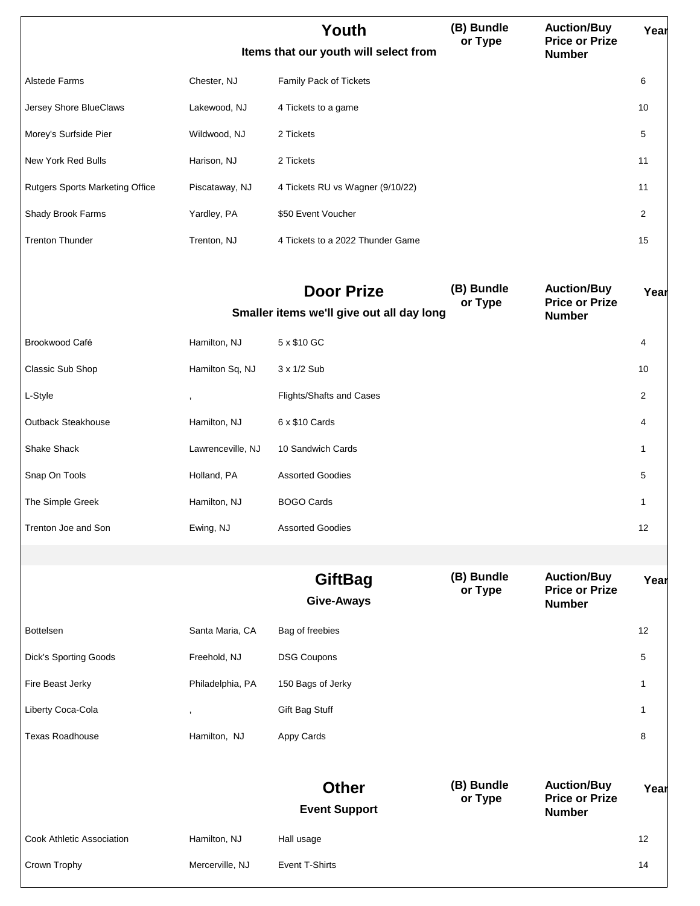| | | **Youth** Items that our youth will select from | (B) Bundle or Type | Auction/Buy Price or Prize Number | Year |
|---|---|---|---|---|---|
| Alstede Farms | Chester, NJ | Family Pack of Tickets | | | 6 |
| Jersey Shore BlueClaws | Lakewood, NJ | 4 Tickets to a game | | | 10 |
| Morey's Surfside Pier | Wildwood, NJ | 2 Tickets | | | 5 |
| New York Red Bulls | Harison, NJ | 2 Tickets | | | 11 |
| Rutgers Sports Marketing Office | Piscataway, NJ | 4 Tickets RU vs Wagner (9/10/22) | | | 11 |
| Shady Brook Farms | Yardley, PA | $50 Event Voucher | | | 2 |
| Trenton Thunder | Trenton, NJ | 4 Tickets to a 2022 Thunder Game | | | 15 |

| | | **Door Prize** Smaller items we'll give out all day long | (B) Bundle or Type | Auction/Buy Price or Prize Number | Year |
|---|---|---|---|---|---|
| Brookwood Café | Hamilton, NJ | 5 x $10 GC | | | 4 |
| Classic Sub Shop | Hamilton Sq, NJ | 3 x 1/2 Sub | | | 10 |
| L-Style | , | Flights/Shafts and Cases | | | 2 |
| Outback Steakhouse | Hamilton, NJ | 6 x $10 Cards | | | 4 |
| Shake Shack | Lawrenceville, NJ | 10 Sandwich Cards | | | 1 |
| Snap On Tools | Holland, PA | Assorted Goodies | | | 5 |
| The Simple Greek | Hamilton, NJ | BOGO Cards | | | 1 |
| Trenton Joe and Son | Ewing, NJ | Assorted Goodies | | | 12 |

| | | **GiftBag** Give-Aways | (B) Bundle or Type | Auction/Buy Price or Prize Number | Year |
|---|---|---|---|---|---|
| Bottelsen | Santa Maria, CA | Bag of freebies | | | 12 |
| Dick's Sporting Goods | Freehold, NJ | DSG Coupons | | | 5 |
| Fire Beast Jerky | Philadelphia, PA | 150 Bags of Jerky | | | 1 |
| Liberty Coca-Cola | , | Gift Bag Stuff | | | 1 |
| Texas Roadhouse | Hamilton, NJ | Appy Cards | | | 8 |

| | | **Other** Event Support | (B) Bundle or Type | Auction/Buy Price or Prize Number | Year |
|---|---|---|---|---|---|
| Cook Athletic Association | Hamilton, NJ | Hall usage | | | 12 |
| Crown Trophy | Mercerville, NJ | Event T-Shirts | | | 14 |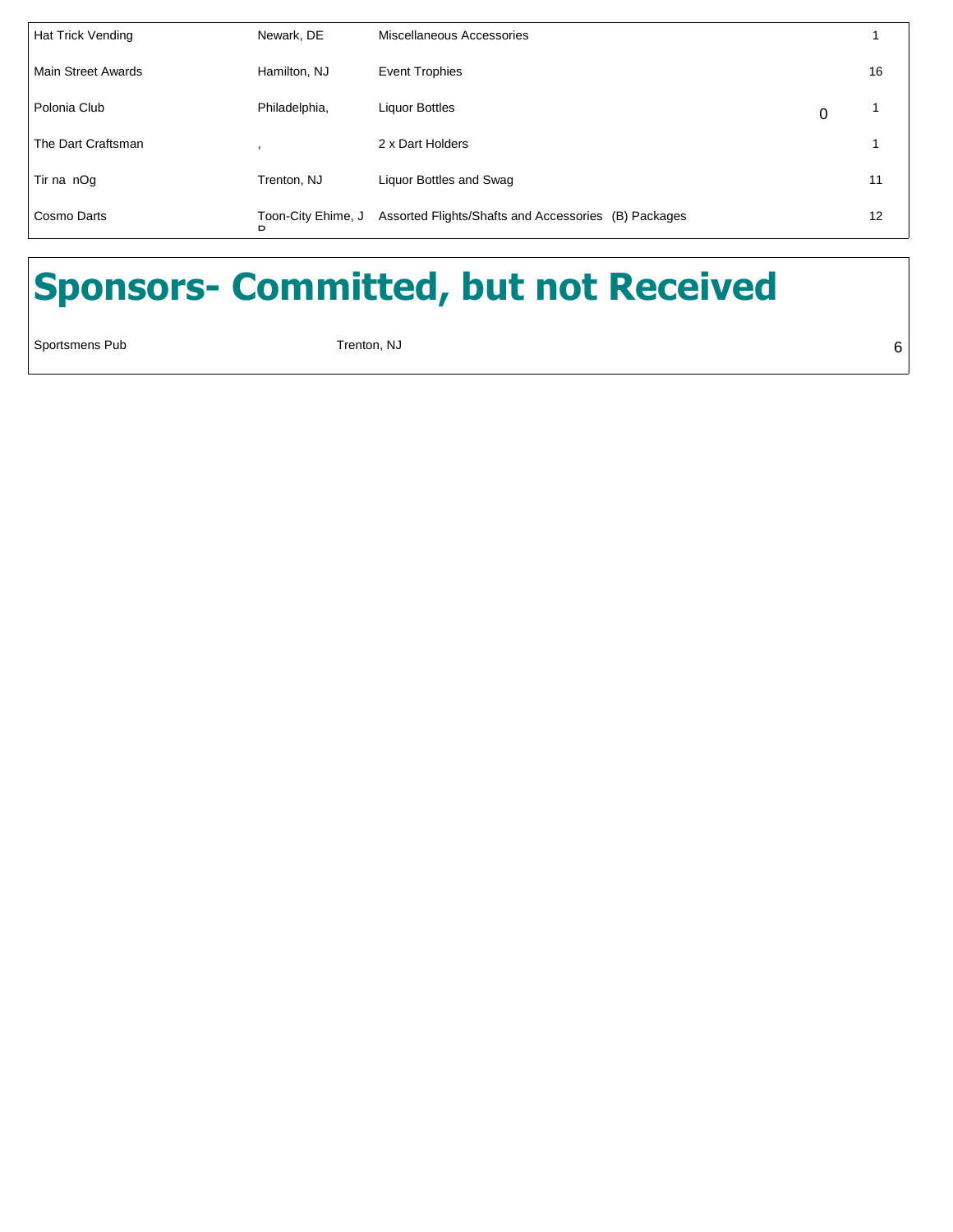| | | | | |
|---|---|---|---|---|
| Hat Trick Vending | Newark, DE | Miscellaneous Accessories | | 1 |
| Main Street Awards | Hamilton, NJ | Event Trophies | | 16 |
| Polonia Club | Philadelphia, | Liquor Bottles | 0 | 1 |
| The Dart Craftsman | , | 2 x Dart Holders | | 1 |
| Tir na nOg | Trenton, NJ | Liquor Bottles and Swag | | 11 |
| Cosmo Darts | Toon-City Ehime, J P | Assorted Flights/Shafts and Accessories (B) Packages | | 12 |

# Sponsors- Committed, but not Received

| | | |
|---|---|---|
| Sportsmens Pub | Trenton, NJ | 6 |